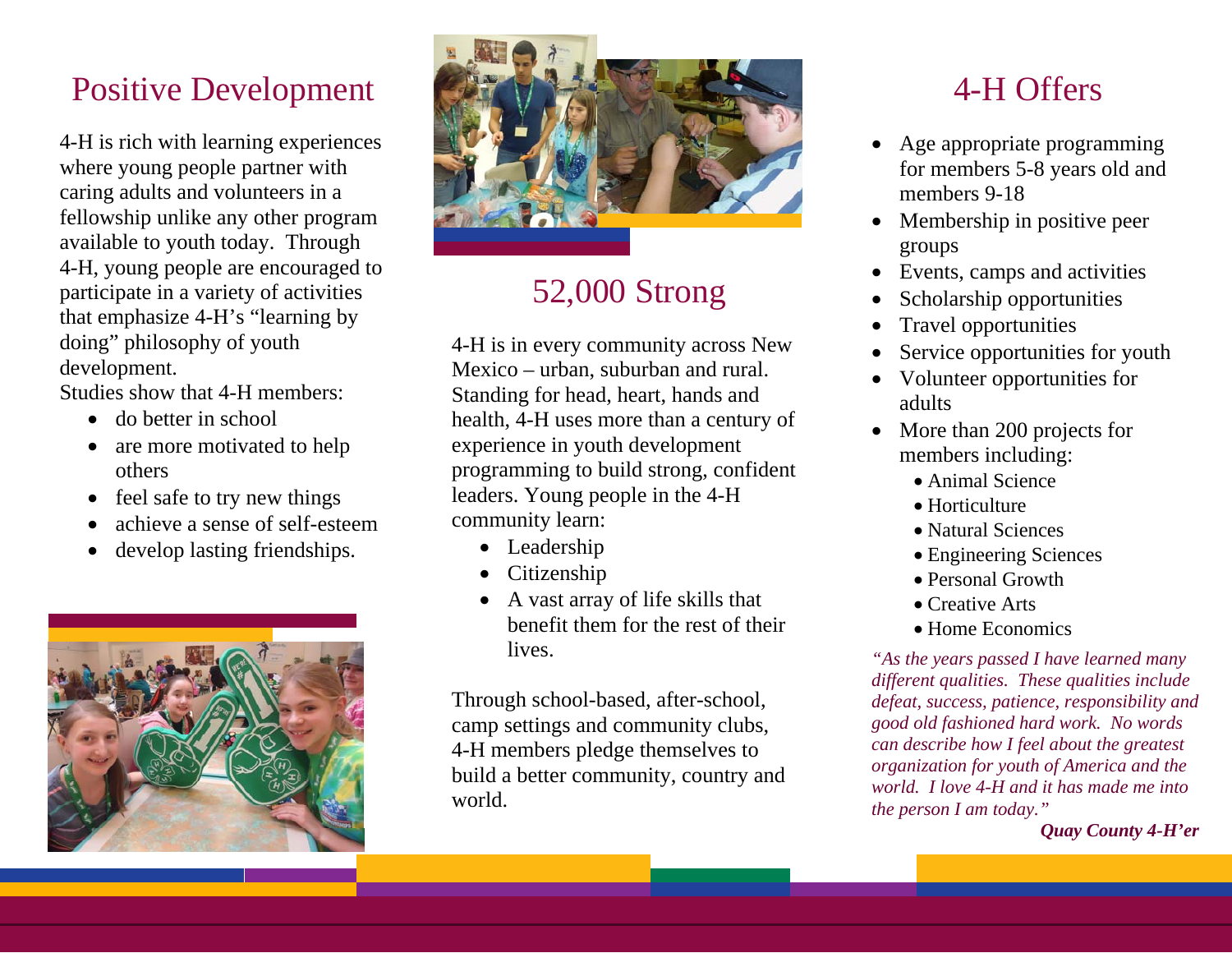# Positive Development

4-H is rich with learning experiences where young people partner with caring adults and volunteers in a fellowship unlike any other program available to youth today. Through 4-H, young people are encouraged to participate in a variety of activities that emphasize 4-H's "learning by doing" philosophy of youth development.

Studies show that 4-H members:

- do better in school
- are more motivated to help others
- feel safe to try new things
- achieve a sense of self-esteem
- develop lasting friendships.

# 52,000 Strong

4-H is in every community across New Mexico – urban, suburban and rural. Standing for head, heart, hands and health, 4-H uses more than a century of experience in youth development programming to build strong, confident leaders. Young people in the 4-H community learn:

- Leadership
- Citizenship
- A vast array of life skills that benefit them for the rest of their lives.

Through school-based, after-school, camp settings and community clubs, 4-H members pledge themselves to build a better community, country and world.

# 4-H Offers

- Age appropriate programming for members 5-8 years old and members 9-18
- Membership in positive peer groups
- Events, camps and activities
- Scholarship opportunities
- Travel opportunities
- Service opportunities for youth
- Volunteer opportunities for adults
- More than 200 projects for members including:
  - Animal Science
  - Horticulture
  - Natural Sciences
  - Engineering Sciences
  - Personal Growth
  - Creative Arts
  - Home Economics

*"As the years passed I have learned many different qualities. These qualities include defeat, success, patience, responsibility and good old fashioned hard work. No words can describe how I feel about the greatest organization for youth of America and the world. I love 4-H and it has made me into the person I am today."*

***Quay County 4-H'er***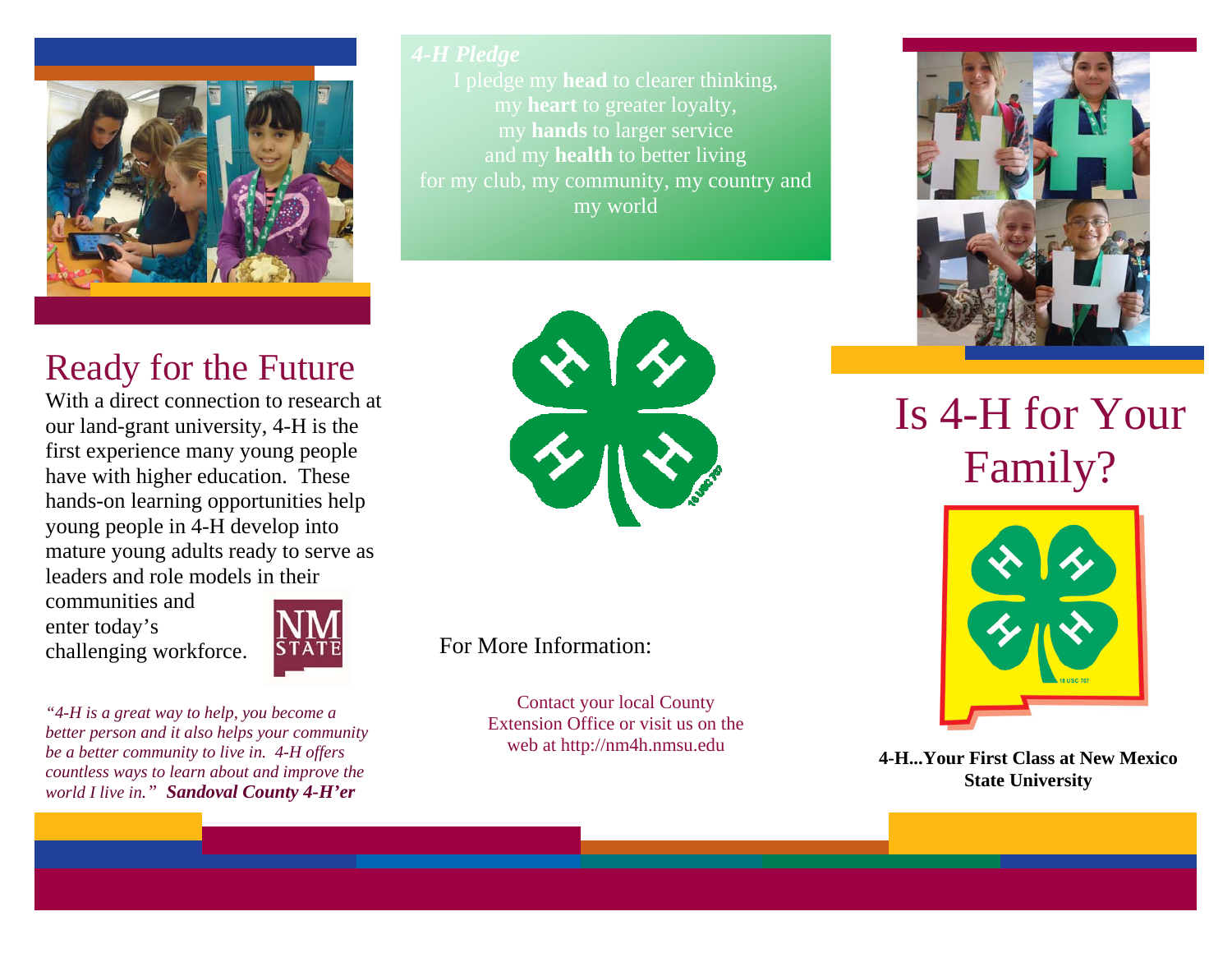## Ready for the Future

With a direct connection to research at our land-grant university, 4-H is the first experience many young people have with higher education. These hands-on learning opportunities help young people in 4-H develop into mature young adults ready to serve as leaders and role models in their communities and enter today's challenging workforce.

*"4-H is a great way to help, you become a better person and it also helps your community be a better community to live in. 4-H offers countless ways to learn about and improve the world I live in."* ***Sandoval County 4-H'er***

***4-H Pledge***

I pledge my **head** to clearer thinking,
my **heart** to greater loyalty,
my **hands** to larger service
and my **health** to better living
for my club, my community, my country and my world

For More Information:

Contact your local County Extension Office or visit us on the web at http://nm4h.nmsu.edu

# Is 4-H for Your Family?

**4-H...Your First Class at New Mexico State University**